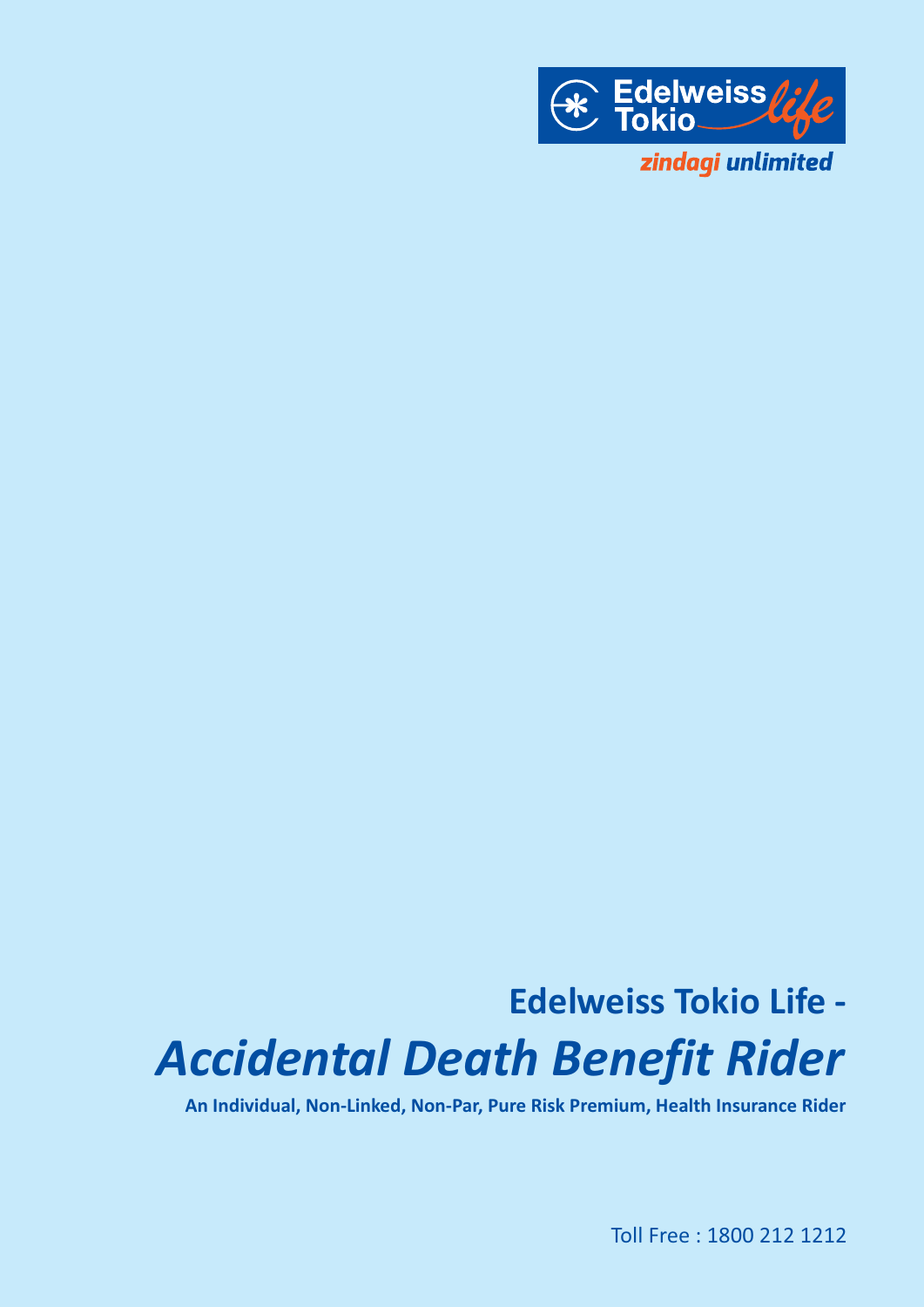Edelweiss Tokio *life*

*zindagi unlimited*

# Edelweiss Tokio Life -

# *Accidental Death Benefit Rider*

**An Individual, Non-Linked, Non-Par, Pure Risk Premium, Health Insurance Rider**

Toll Free : 1800 212 1212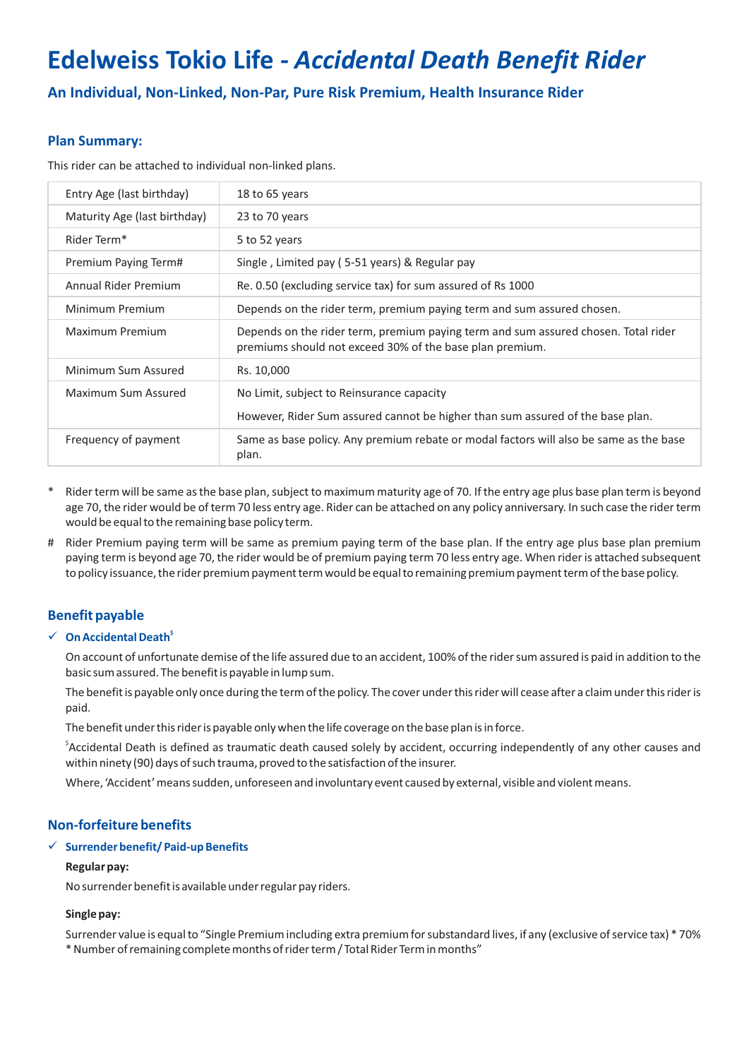# Edelweiss Tokio Life - *Accidental Death Benefit Rider*

### An Individual, Non-Linked, Non-Par, Pure Risk Premium, Health Insurance Rider

### Plan Summary:

This rider can be attached to individual non-linked plans.

| | |
|---|---|
| Entry Age (last birthday) | 18 to 65 years |
| Maturity Age (last birthday) | 23 to 70 years |
| Rider Term* | 5 to 52 years |
| Premium Paying Term# | Single , Limited pay ( 5-51 years) & Regular pay |
| Annual Rider Premium | Re. 0.50 (excluding service tax) for sum assured of Rs 1000 |
| Minimum Premium | Depends on the rider term, premium paying term and sum assured chosen. |
| Maximum Premium | Depends on the rider term, premium paying term and sum assured chosen. Total rider premiums should not exceed 30% of the base plan premium. |
| Minimum Sum Assured | Rs. 10,000 |
| Maximum Sum Assured | No Limit, subject to Reinsurance capacity<br>However, Rider Sum assured cannot be higher than sum assured of the base plan. |
| Frequency of payment | Same as base policy. Any premium rebate or modal factors will also be same as the base plan. |

\* Rider term will be same as the base plan, subject to maximum maturity age of 70. If the entry age plus base plan term is beyond age 70, the rider would be of term 70 less entry age. Rider can be attached on any policy anniversary. In such case the rider term would be equal to the remaining base policy term.

\# Rider Premium paying term will be same as premium paying term of the base plan. If the entry age plus base plan premium paying term is beyond age 70, the rider would be of premium paying term 70 less entry age. When rider is attached subsequent to policy issuance, the rider premium payment term would be equal to remaining premium payment term of the base policy.

### Benefit payable

✓ **On Accidental Death**[$]

On account of unfortunate demise of the life assured due to an accident, 100% of the rider sum assured is paid in addition to the basic sum assured. The benefit is payable in lump sum.

The benefit is payable only once during the term of the policy. The cover under this rider will cease after a claim under this rider is paid.

The benefit under this rider is payable only when the life coverage on the base plan is in force.

[$]Accidental Death is defined as traumatic death caused solely by accident, occurring independently of any other causes and within ninety (90) days of such trauma, proved to the satisfaction of the insurer.

Where, 'Accident' means sudden, unforeseen and involuntary event caused by external, visible and violent means.

### Non-forfeiture benefits

✓ **Surrender benefit/ Paid-up Benefits**

**Regular pay:**

No surrender benefit is available under regular pay riders.

**Single pay:**

Surrender value is equal to "Single Premium including extra premium for substandard lives, if any (exclusive of service tax) * 70% * Number of remaining complete months of rider term / Total Rider Term in months"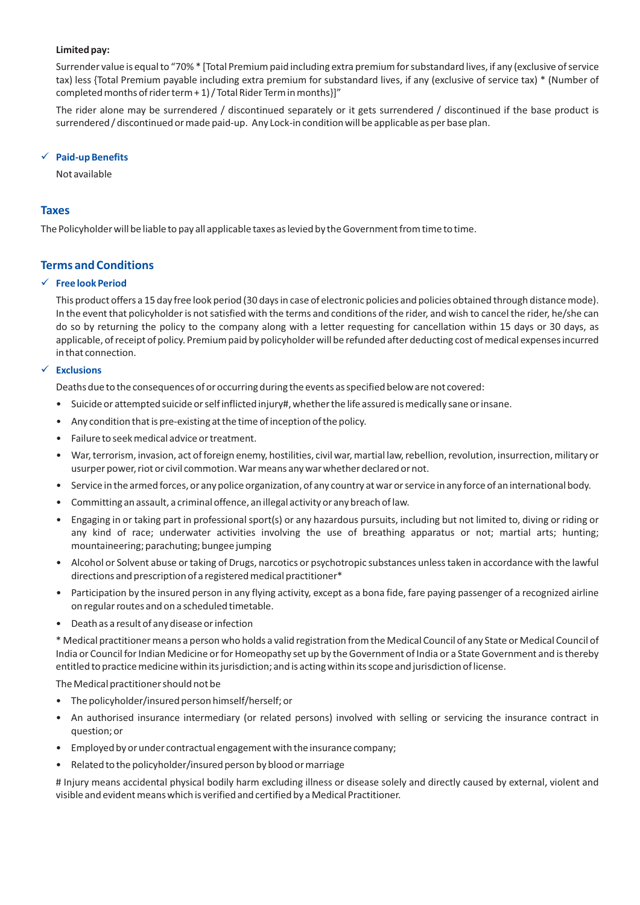**Limited pay:**

Surrender value is equal to "70% * [Total Premium paid including extra premium for substandard lives, if any (exclusive of service tax) less {Total Premium payable including extra premium for substandard lives, if any (exclusive of service tax) * (Number of completed months of rider term + 1) / Total Rider Term in months}]"

The rider alone may be surrendered / discontinued separately or it gets surrendered / discontinued if the base product is surrendered / discontinued or made paid-up. Any Lock-in condition will be applicable as per base plan.

✓ **Paid-up Benefits**

Not available

## Taxes

The Policyholder will be liable to pay all applicable taxes as levied by the Government from time to time.

## Terms and Conditions

✓ **Free look Period**

This product offers a 15 day free look period (30 days in case of electronic policies and policies obtained through distance mode). In the event that policyholder is not satisfied with the terms and conditions of the rider, and wish to cancel the rider, he/she can do so by returning the policy to the company along with a letter requesting for cancellation within 15 days or 30 days, as applicable, of receipt of policy. Premium paid by policyholder will be refunded after deducting cost of medical expenses incurred in that connection.

✓ **Exclusions**

Deaths due to the consequences of or occurring during the events as specified below are not covered:

- Suicide or attempted suicide or self inflicted injury#, whether the life assured is medically sane or insane.
- Any condition that is pre-existing at the time of inception of the policy.
- Failure to seek medical advice or treatment.
- War, terrorism, invasion, act of foreign enemy, hostilities, civil war, martial law, rebellion, revolution, insurrection, military or usurper power, riot or civil commotion. War means any war whether declared or not.
- Service in the armed forces, or any police organization, of any country at war or service in any force of an international body.
- Committing an assault, a criminal offence, an illegal activity or any breach of law.
- Engaging in or taking part in professional sport(s) or any hazardous pursuits, including but not limited to, diving or riding or any kind of race; underwater activities involving the use of breathing apparatus or not; martial arts; hunting; mountaineering; parachuting; bungee jumping
- Alcohol or Solvent abuse or taking of Drugs, narcotics or psychotropic substances unless taken in accordance with the lawful directions and prescription of a registered medical practitioner*
- Participation by the insured person in any flying activity, except as a bona fide, fare paying passenger of a recognized airline on regular routes and on a scheduled timetable.
- Death as a result of any disease or infection

* Medical practitioner means a person who holds a valid registration from the Medical Council of any State or Medical Council of India or Council for Indian Medicine or for Homeopathy set up by the Government of India or a State Government and is thereby entitled to practice medicine within its jurisdiction; and is acting within its scope and jurisdiction of license.

The Medical practitioner should not be

- The policyholder/insured person himself/herself; or
- An authorised insurance intermediary (or related persons) involved with selling or servicing the insurance contract in question; or
- Employed by or under contractual engagement with the insurance company;
- Related to the policyholder/insured person by blood or marriage

# Injury means accidental physical bodily harm excluding illness or disease solely and directly caused by external, violent and visible and evident means which is verified and certified by a Medical Practitioner.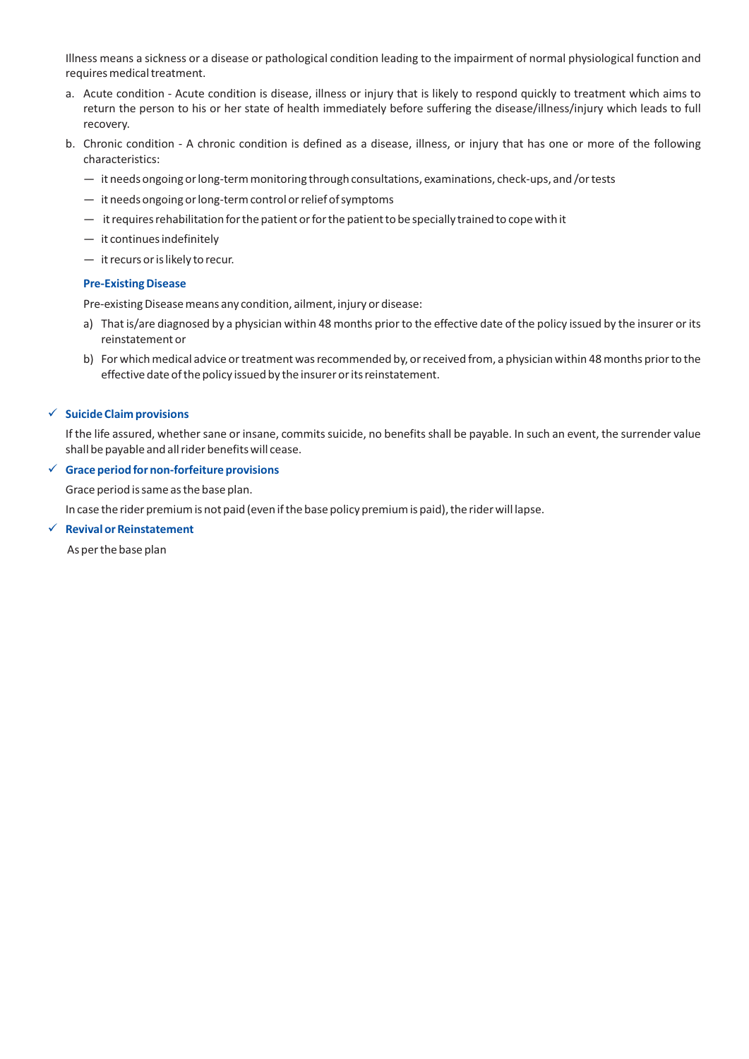Illness means a sickness or a disease or pathological condition leading to the impairment of normal physiological function and requires medical treatment.

a. Acute condition - Acute condition is disease, illness or injury that is likely to respond quickly to treatment which aims to return the person to his or her state of health immediately before suffering the disease/illness/injury which leads to full recovery.

b. Chronic condition - A chronic condition is defined as a disease, illness, or injury that has one or more of the following characteristics:

   — it needs ongoing or long-term monitoring through consultations, examinations, check-ups, and /or tests

   — it needs ongoing or long-term control or relief of symptoms

   — it requires rehabilitation for the patient or for the patient to be specially trained to cope with it

   — it continues indefinitely

   — it recurs or is likely to recur.

   **Pre-Existing Disease**

   Pre-existing Disease means any condition, ailment, injury or disease:

   a) That is/are diagnosed by a physician within 48 months prior to the effective date of the policy issued by the insurer or its reinstatement or

   b) For which medical advice or treatment was recommended by, or received from, a physician within 48 months prior to the effective date of the policy issued by the insurer or its reinstatement.

✓ **Suicide Claim provisions**

If the life assured, whether sane or insane, commits suicide, no benefits shall be payable. In such an event, the surrender value shall be payable and all rider benefits will cease.

✓ **Grace period for non-forfeiture provisions**

Grace period is same as the base plan.

In case the rider premium is not paid (even if the base policy premium is paid), the rider will lapse.

✓ **Revival or Reinstatement**

As per the base plan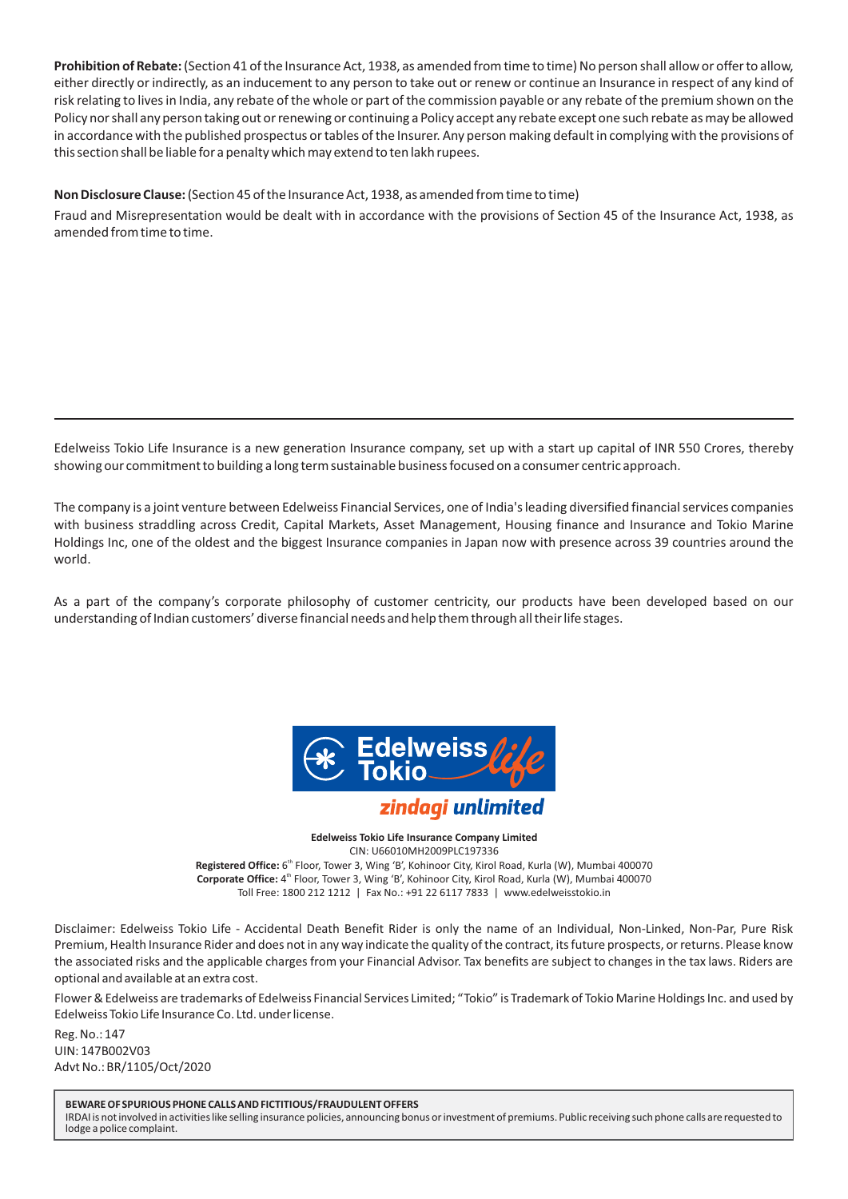**Prohibition of Rebate:** (Section 41 of the Insurance Act, 1938, as amended from time to time) No person shall allow or offer to allow, either directly or indirectly, as an inducement to any person to take out or renew or continue an Insurance in respect of any kind of risk relating to lives in India, any rebate of the whole or part of the commission payable or any rebate of the premium shown on the Policy nor shall any person taking out or renewing or continuing a Policy accept any rebate except one such rebate as may be allowed in accordance with the published prospectus or tables of the Insurer. Any person making default in complying with the provisions of this section shall be liable for a penalty which may extend to ten lakh rupees.

**Non Disclosure Clause:** (Section 45 of the Insurance Act, 1938, as amended from time to time)

Fraud and Misrepresentation would be dealt with in accordance with the provisions of Section 45 of the Insurance Act, 1938, as amended from time to time.

---

Edelweiss Tokio Life Insurance is a new generation Insurance company, set up with a start up capital of INR 550 Crores, thereby showing our commitment to building a long term sustainable business focused on a consumer centric approach.

The company is a joint venture between Edelweiss Financial Services, one of India's leading diversified financial services companies with business straddling across Credit, Capital Markets, Asset Management, Housing finance and Insurance and Tokio Marine Holdings Inc, one of the oldest and the biggest Insurance companies in Japan now with presence across 39 countries around the world.

As a part of the company's corporate philosophy of customer centricity, our products have been developed based on our understanding of Indian customers' diverse financial needs and help them through all their life stages.

Edelweiss Tokio life

*zindagi unlimited*

**Edelweiss Tokio Life Insurance Company Limited**
CIN: U66010MH2009PLC197336
**Registered Office:** 6th Floor, Tower 3, Wing 'B', Kohinoor City, Kirol Road, Kurla (W), Mumbai 400070
**Corporate Office:** 4th Floor, Tower 3, Wing 'B', Kohinoor City, Kirol Road, Kurla (W), Mumbai 400070
Toll Free: 1800 212 1212 | Fax No.: +91 22 6117 7833 | www.edelweisstokio.in

Disclaimer: Edelweiss Tokio Life - Accidental Death Benefit Rider is only the name of an Individual, Non-Linked, Non-Par, Pure Risk Premium, Health Insurance Rider and does not in any way indicate the quality of the contract, its future prospects, or returns. Please know the associated risks and the applicable charges from your Financial Advisor. Tax benefits are subject to changes in the tax laws. Riders are optional and available at an extra cost.

Flower & Edelweiss are trademarks of Edelweiss Financial Services Limited; "Tokio" is Trademark of Tokio Marine Holdings Inc. and used by Edelweiss Tokio Life Insurance Co. Ltd. under license.

Reg. No.: 147
UIN: 147B002V03
Advt No.: BR/1105/Oct/2020

**BEWARE OF SPURIOUS PHONE CALLS AND FICTITIOUS/FRAUDULENT OFFERS**
IRDAI is not involved in activities like selling insurance policies, announcing bonus or investment of premiums. Public receiving such phone calls are requested to lodge a police complaint.